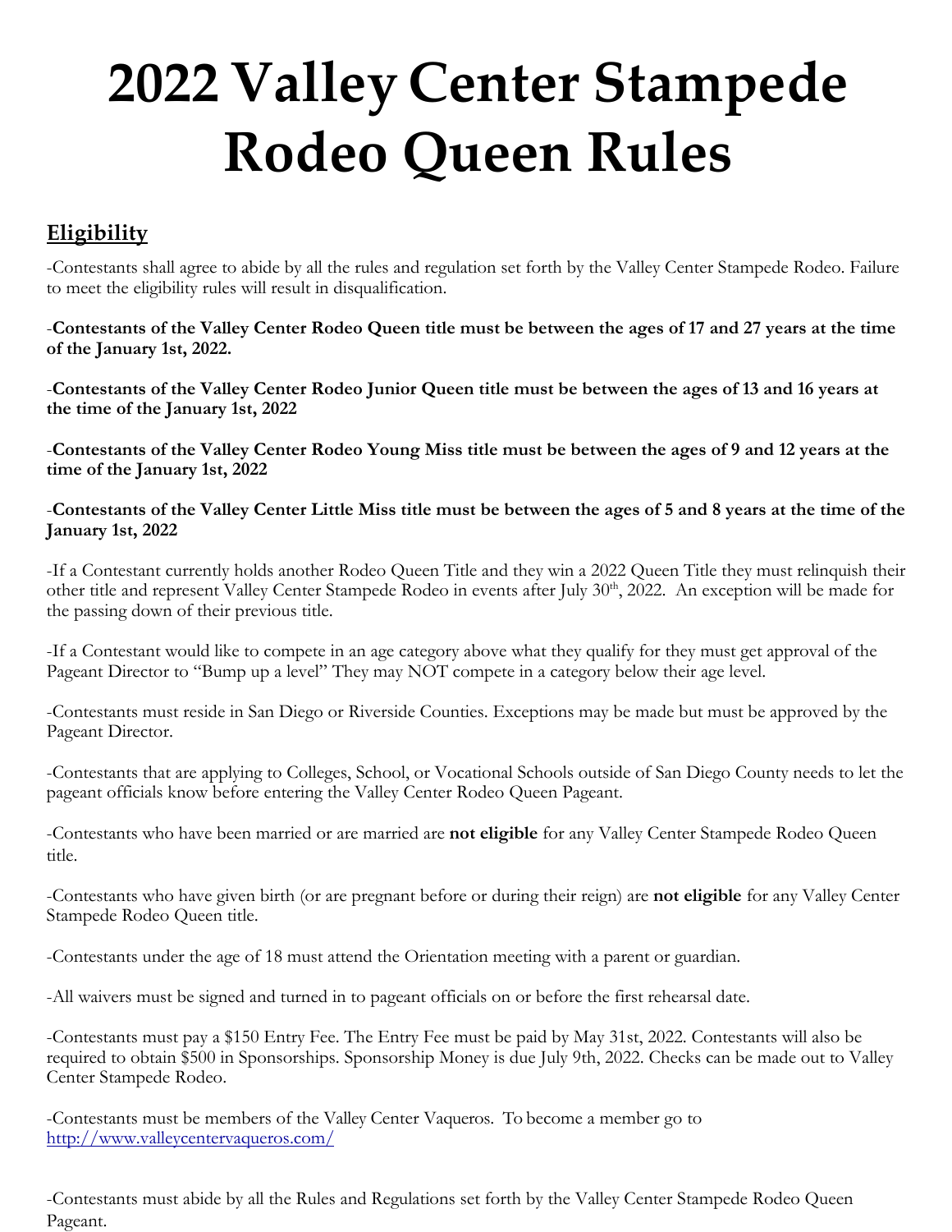# 2022 Valley Center Stampede Rodeo Queen Rules

## Eligibility

-Contestants shall agree to abide by all the rules and regulation set forth by the Valley Center Stampede Rodeo. Failure to meet the eligibility rules will result in disqualification.

-**Contestants of the Valley Center Rodeo Queen title must be between the ages of 17 and 27 years at the time of the January 1st, 2022.**

-**Contestants of the Valley Center Rodeo Junior Queen title must be between the ages of 13 and 16 years at the time of the January 1st, 2022**

-**Contestants of the Valley Center Rodeo Young Miss title must be between the ages of 9 and 12 years at the time of the January 1st, 2022**

-**Contestants of the Valley Center Little Miss title must be between the ages of 5 and 8 years at the time of the January 1st, 2022**

-If a Contestant currently holds another Rodeo Queen Title and they win a 2022 Queen Title they must relinquish their other title and represent Valley Center Stampede Rodeo in events after July 30th, 2022. An exception will be made for the passing down of their previous title.

-If a Contestant would like to compete in an age category above what they qualify for they must get approval of the Pageant Director to "Bump up a level" They may NOT compete in a category below their age level.

-Contestants must reside in San Diego or Riverside Counties. Exceptions may be made but must be approved by the Pageant Director.

-Contestants that are applying to Colleges, School, or Vocational Schools outside of San Diego County needs to let the pageant officials know before entering the Valley Center Rodeo Queen Pageant.

-Contestants who have been married or are married are **not eligible** for any Valley Center Stampede Rodeo Queen title.

-Contestants who have given birth (or are pregnant before or during their reign) are **not eligible** for any Valley Center Stampede Rodeo Queen title.

-Contestants under the age of 18 must attend the Orientation meeting with a parent or guardian.

-All waivers must be signed and turned in to pageant officials on or before the first rehearsal date.

-Contestants must pay a $150 Entry Fee. The Entry Fee must be paid by May 31st, 2022. Contestants will also be required to obtain $500 in Sponsorships. Sponsorship Money is due July 9th, 2022. Checks can be made out to Valley Center Stampede Rodeo.

-Contestants must be members of the Valley Center Vaqueros. To become a member go to [http://www.valleycentervaqueros.com/](http://www.valleycentervaqueros.com/)

-Contestants must abide by all the Rules and Regulations set forth by the Valley Center Stampede Rodeo Queen Pageant.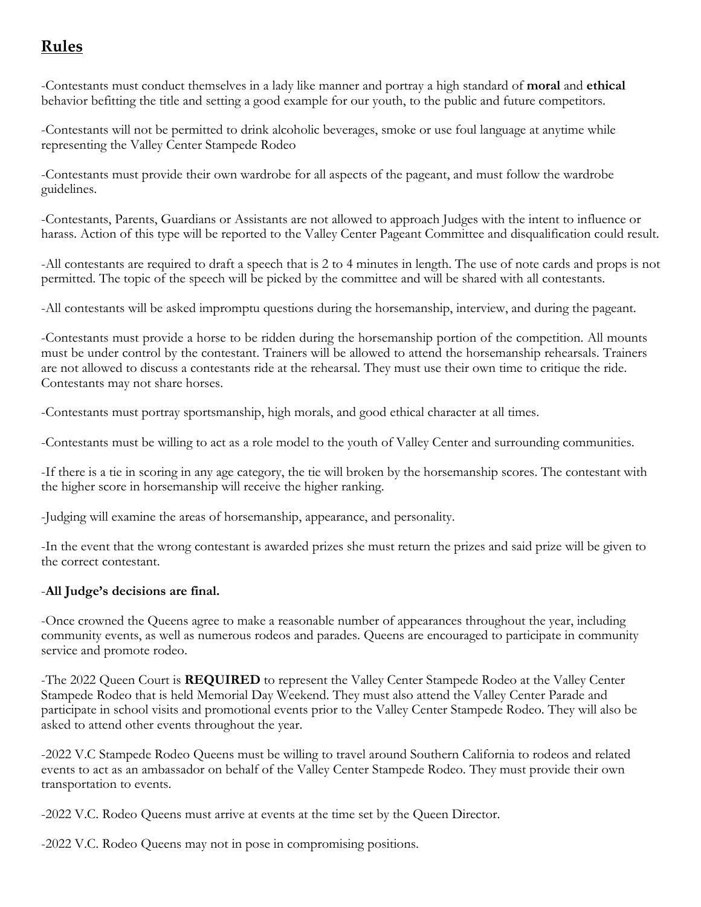## **Rules**

-Contestants must conduct themselves in a lady like manner and portray a high standard of **moral** and **ethical** behavior befitting the title and setting a good example for our youth, to the public and future competitors.

-Contestants will not be permitted to drink alcoholic beverages, smoke or use foul language at anytime while representing the Valley Center Stampede Rodeo

-Contestants must provide their own wardrobe for all aspects of the pageant, and must follow the wardrobe guidelines.

-Contestants, Parents, Guardians or Assistants are not allowed to approach Judges with the intent to influence or harass. Action of this type will be reported to the Valley Center Pageant Committee and disqualification could result.

-All contestants are required to draft a speech that is 2 to 4 minutes in length. The use of note cards and props is not permitted. The topic of the speech will be picked by the committee and will be shared with all contestants.

-All contestants will be asked impromptu questions during the horsemanship, interview, and during the pageant.

-Contestants must provide a horse to be ridden during the horsemanship portion of the competition. All mounts must be under control by the contestant. Trainers will be allowed to attend the horsemanship rehearsals. Trainers are not allowed to discuss a contestants ride at the rehearsal. They must use their own time to critique the ride. Contestants may not share horses.

-Contestants must portray sportsmanship, high morals, and good ethical character at all times.

-Contestants must be willing to act as a role model to the youth of Valley Center and surrounding communities.

-If there is a tie in scoring in any age category, the tie will broken by the horsemanship scores. The contestant with the higher score in horsemanship will receive the higher ranking.

-Judging will examine the areas of horsemanship, appearance, and personality.

-In the event that the wrong contestant is awarded prizes she must return the prizes and said prize will be given to the correct contestant.

-**All Judge's decisions are final.**

-Once crowned the Queens agree to make a reasonable number of appearances throughout the year, including community events, as well as numerous rodeos and parades. Queens are encouraged to participate in community service and promote rodeo.

-The 2022 Queen Court is **REQUIRED** to represent the Valley Center Stampede Rodeo at the Valley Center Stampede Rodeo that is held Memorial Day Weekend. They must also attend the Valley Center Parade and participate in school visits and promotional events prior to the Valley Center Stampede Rodeo. They will also be asked to attend other events throughout the year.

-2022 V.C Stampede Rodeo Queens must be willing to travel around Southern California to rodeos and related events to act as an ambassador on behalf of the Valley Center Stampede Rodeo. They must provide their own transportation to events.

-2022 V.C. Rodeo Queens must arrive at events at the time set by the Queen Director.

-2022 V.C. Rodeo Queens may not in pose in compromising positions.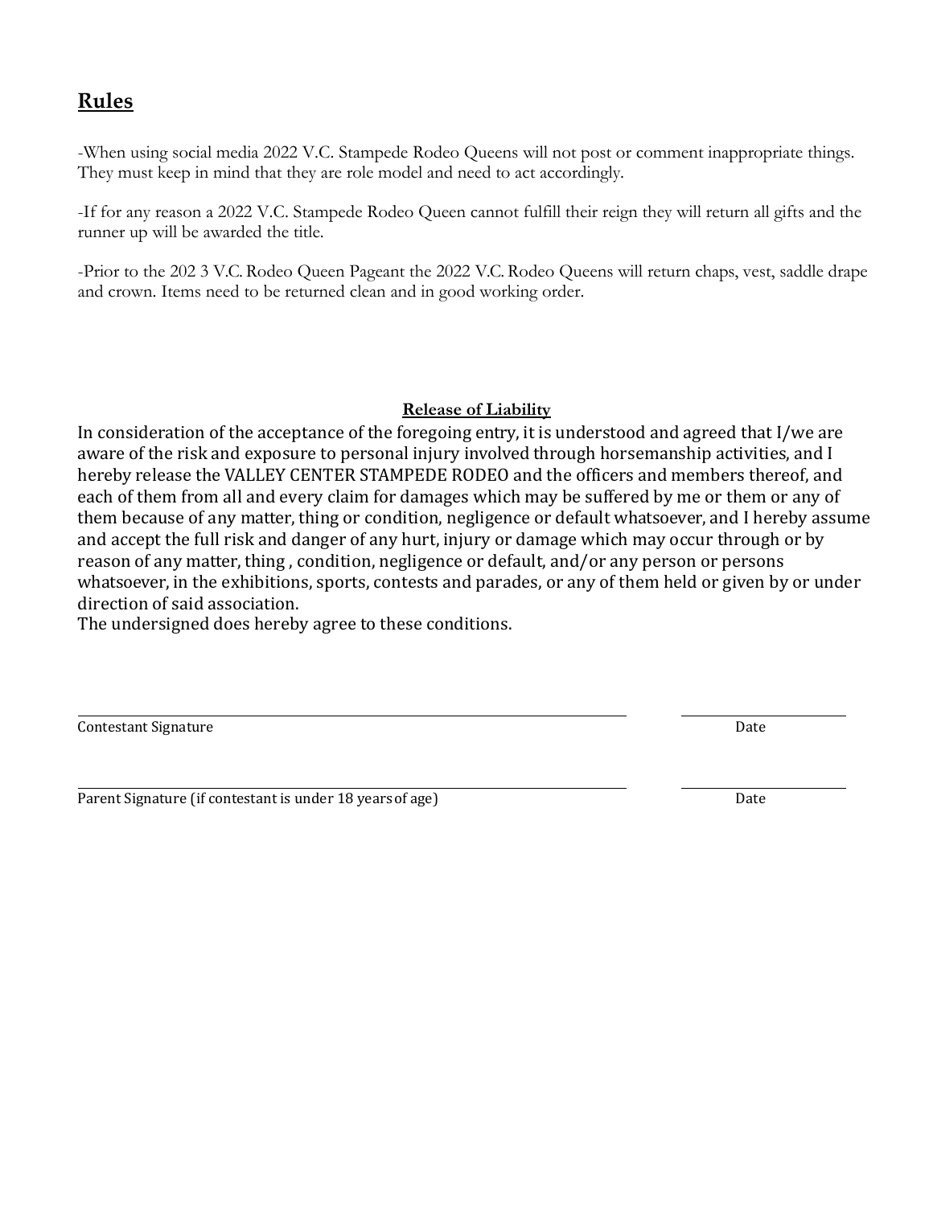## Rules

-When using social media 2022 V.C. Stampede Rodeo Queens will not post or comment inappropriate things. They must keep in mind that they are role model and need to act accordingly.

-If for any reason a 2022 V.C. Stampede Rodeo Queen cannot fulfill their reign they will return all gifts and the runner up will be awarded the title.

-Prior to the 202 3 V.C. Rodeo Queen Pageant the 2022 V.C. Rodeo Queens will return chaps, vest, saddle drape and crown. Items need to be returned clean and in good working order.

**Release of Liability**

In consideration of the acceptance of the foregoing entry, it is understood and agreed that I/we are aware of the risk and exposure to personal injury involved through horsemanship activities, and I hereby release the VALLEY CENTER STAMPEDE RODEO and the officers and members thereof, and each of them from all and every claim for damages which may be suffered by me or them or any of them because of any matter, thing or condition, negligence or default whatsoever, and I hereby assume and accept the full risk and danger of any hurt, injury or damage which may occur through or by reason of any matter, thing , condition, negligence or default, and/or any person or persons whatsoever, in the exhibitions, sports, contests and parades, or any of them held or given by or under direction of said association.
The undersigned does hereby agree to these conditions.

Contestant Signature ______________________ Date ________

Parent Signature (if contestant is under 18 years of age) ______________________ Date ________